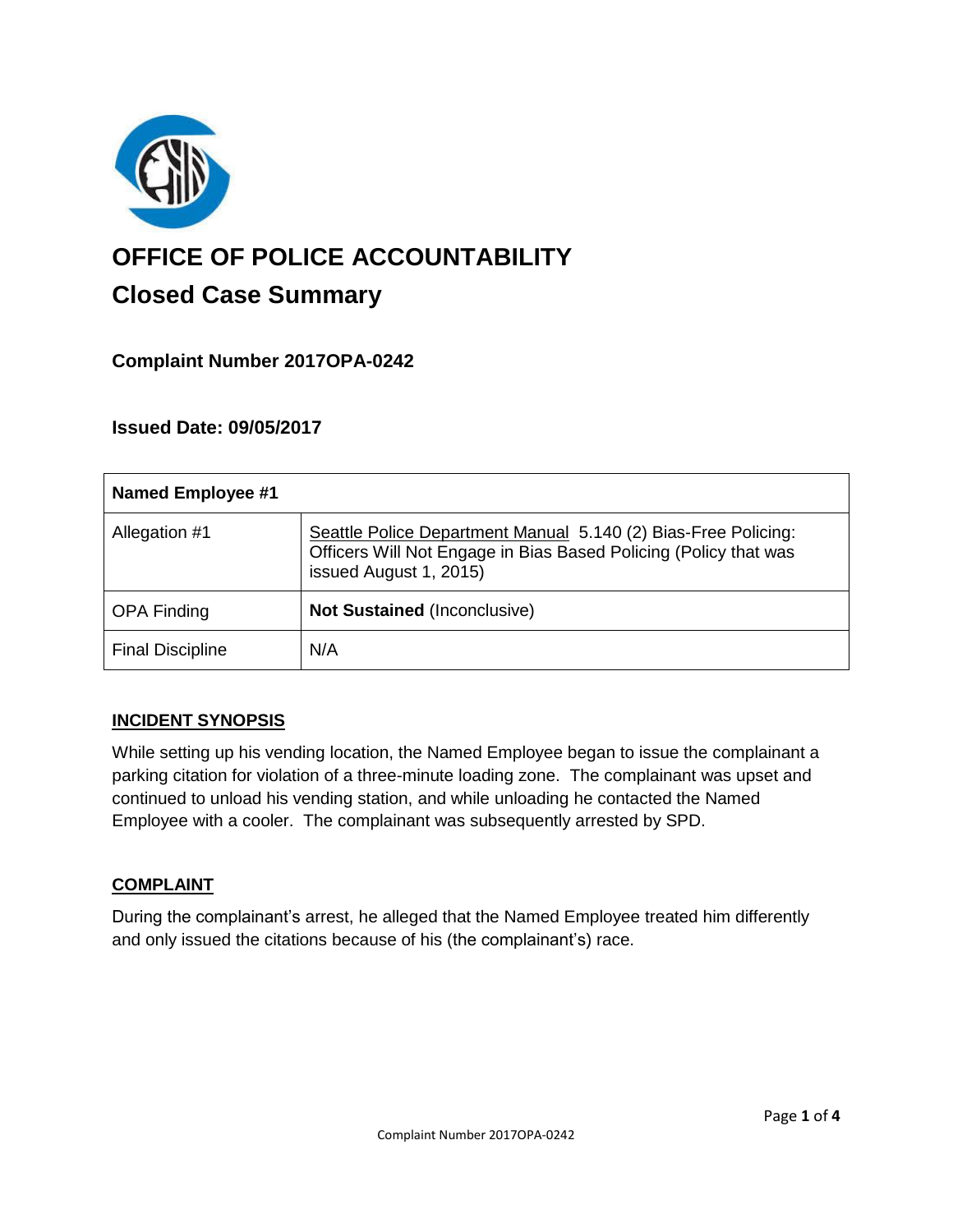# OFFICE OF POLICE ACCOUNTABILITY

## Closed Case Summary

### Complaint Number 2017OPA-0242

### Issued Date: 09/05/2017

| **Named Employee #1** | |
|---|---|
| Allegation #1 | Seattle Police Department Manual 5.140 (2) Bias-Free Policing: Officers Will Not Engage in Bias Based Policing (Policy that was issued August 1, 2015) |
| OPA Finding | **Not Sustained** (Inconclusive) |
| Final Discipline | N/A |

### INCIDENT SYNOPSIS

While setting up his vending location, the Named Employee began to issue the complainant a parking citation for violation of a three-minute loading zone. The complainant was upset and continued to unload his vending station, and while unloading he contacted the Named Employee with a cooler. The complainant was subsequently arrested by SPD.

### COMPLAINT

During the complainant's arrest, he alleged that the Named Employee treated him differently and only issued the citations because of his (the complainant's) race.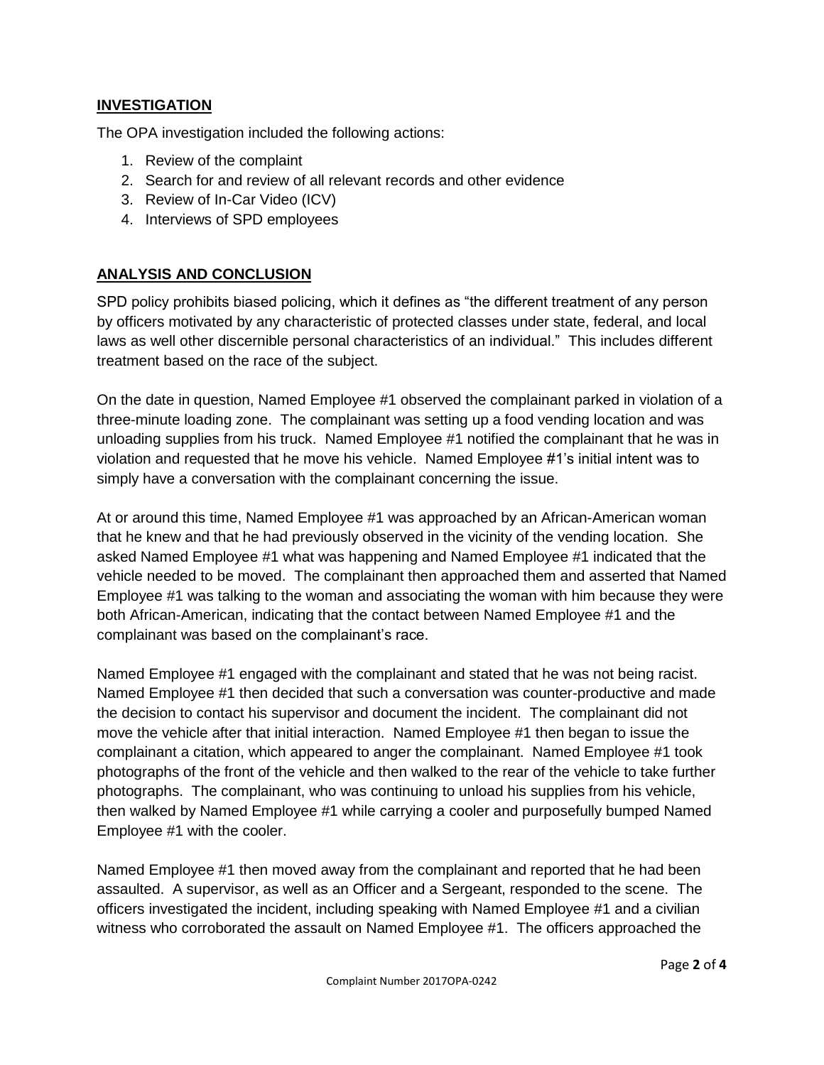## INVESTIGATION

The OPA investigation included the following actions:

1. Review of the complaint
2. Search for and review of all relevant records and other evidence
3. Review of In-Car Video (ICV)
4. Interviews of SPD employees

## ANALYSIS AND CONCLUSION

SPD policy prohibits biased policing, which it defines as "the different treatment of any person by officers motivated by any characteristic of protected classes under state, federal, and local laws as well other discernible personal characteristics of an individual." This includes different treatment based on the race of the subject.

On the date in question, Named Employee #1 observed the complainant parked in violation of a three-minute loading zone. The complainant was setting up a food vending location and was unloading supplies from his truck. Named Employee #1 notified the complainant that he was in violation and requested that he move his vehicle. Named Employee #1's initial intent was to simply have a conversation with the complainant concerning the issue.

At or around this time, Named Employee #1 was approached by an African-American woman that he knew and that he had previously observed in the vicinity of the vending location. She asked Named Employee #1 what was happening and Named Employee #1 indicated that the vehicle needed to be moved. The complainant then approached them and asserted that Named Employee #1 was talking to the woman and associating the woman with him because they were both African-American, indicating that the contact between Named Employee #1 and the complainant was based on the complainant's race.

Named Employee #1 engaged with the complainant and stated that he was not being racist. Named Employee #1 then decided that such a conversation was counter-productive and made the decision to contact his supervisor and document the incident. The complainant did not move the vehicle after that initial interaction. Named Employee #1 then began to issue the complainant a citation, which appeared to anger the complainant. Named Employee #1 took photographs of the front of the vehicle and then walked to the rear of the vehicle to take further photographs. The complainant, who was continuing to unload his supplies from his vehicle, then walked by Named Employee #1 while carrying a cooler and purposefully bumped Named Employee #1 with the cooler.

Named Employee #1 then moved away from the complainant and reported that he had been assaulted. A supervisor, as well as an Officer and a Sergeant, responded to the scene. The officers investigated the incident, including speaking with Named Employee #1 and a civilian witness who corroborated the assault on Named Employee #1. The officers approached the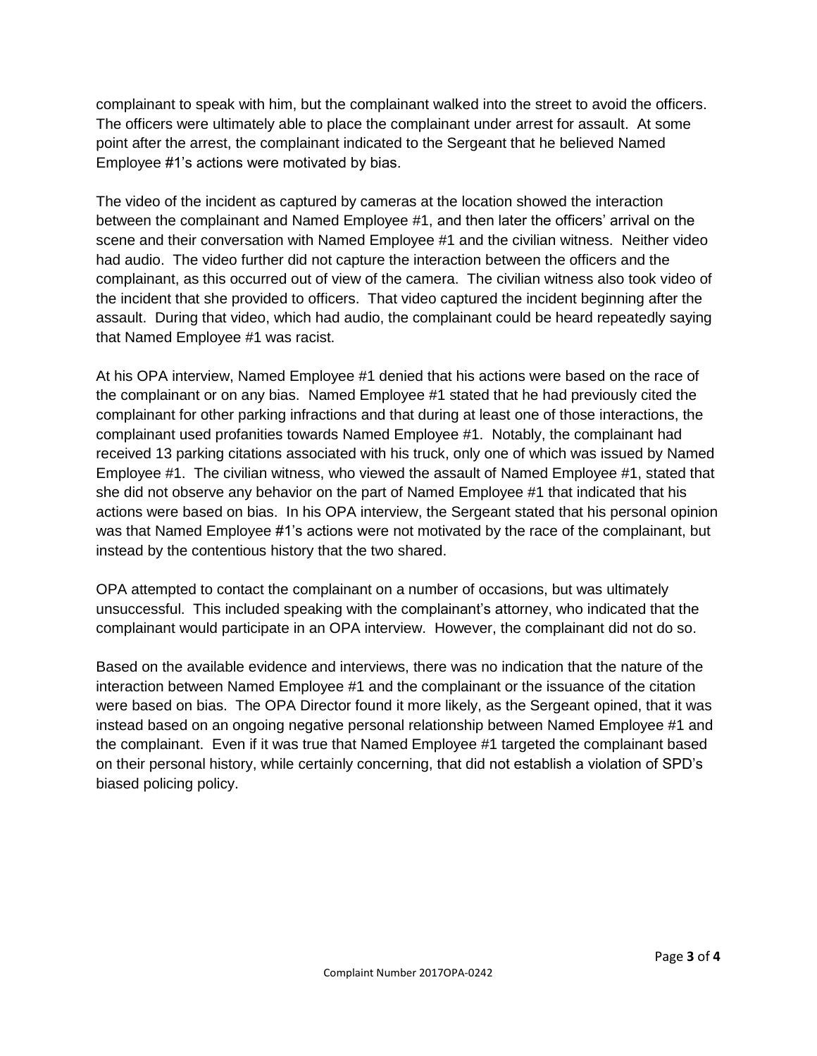complainant to speak with him, but the complainant walked into the street to avoid the officers. The officers were ultimately able to place the complainant under arrest for assault. At some point after the arrest, the complainant indicated to the Sergeant that he believed Named Employee #1's actions were motivated by bias.

The video of the incident as captured by cameras at the location showed the interaction between the complainant and Named Employee #1, and then later the officers' arrival on the scene and their conversation with Named Employee #1 and the civilian witness. Neither video had audio. The video further did not capture the interaction between the officers and the complainant, as this occurred out of view of the camera. The civilian witness also took video of the incident that she provided to officers. That video captured the incident beginning after the assault. During that video, which had audio, the complainant could be heard repeatedly saying that Named Employee #1 was racist.

At his OPA interview, Named Employee #1 denied that his actions were based on the race of the complainant or on any bias. Named Employee #1 stated that he had previously cited the complainant for other parking infractions and that during at least one of those interactions, the complainant used profanities towards Named Employee #1. Notably, the complainant had received 13 parking citations associated with his truck, only one of which was issued by Named Employee #1. The civilian witness, who viewed the assault of Named Employee #1, stated that she did not observe any behavior on the part of Named Employee #1 that indicated that his actions were based on bias. In his OPA interview, the Sergeant stated that his personal opinion was that Named Employee #1's actions were not motivated by the race of the complainant, but instead by the contentious history that the two shared.

OPA attempted to contact the complainant on a number of occasions, but was ultimately unsuccessful. This included speaking with the complainant's attorney, who indicated that the complainant would participate in an OPA interview. However, the complainant did not do so.

Based on the available evidence and interviews, there was no indication that the nature of the interaction between Named Employee #1 and the complainant or the issuance of the citation were based on bias. The OPA Director found it more likely, as the Sergeant opined, that it was instead based on an ongoing negative personal relationship between Named Employee #1 and the complainant. Even if it was true that Named Employee #1 targeted the complainant based on their personal history, while certainly concerning, that did not establish a violation of SPD's biased policing policy.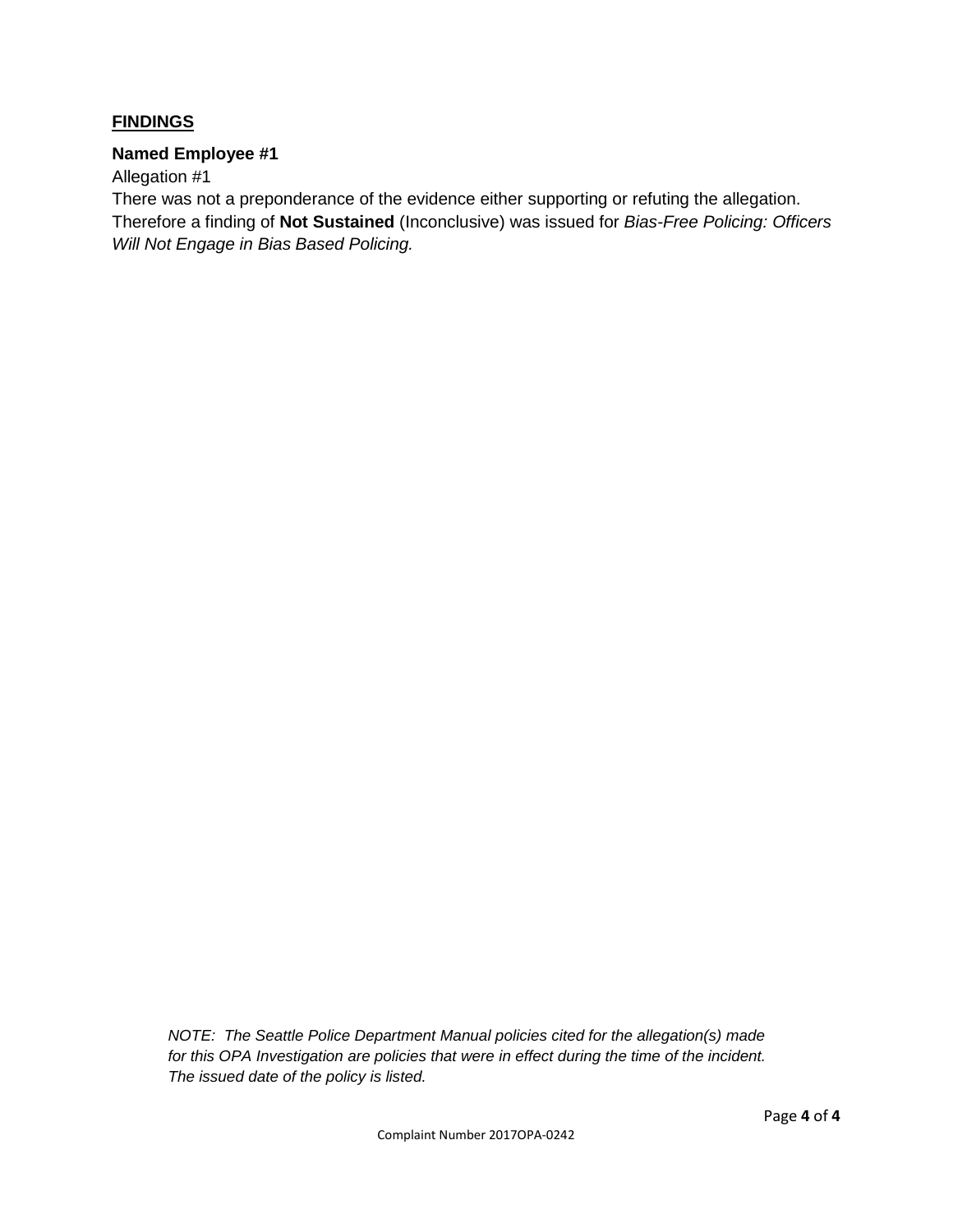## FINDINGS

**Named Employee #1**

Allegation #1

There was not a preponderance of the evidence either supporting or refuting the allegation. Therefore a finding of **Not Sustained** (Inconclusive) was issued for *Bias-Free Policing: Officers Will Not Engage in Bias Based Policing.*

*NOTE: The Seattle Police Department Manual policies cited for the allegation(s) made for this OPA Investigation are policies that were in effect during the time of the incident. The issued date of the policy is listed.*

Complaint Number 2017OPA-0242